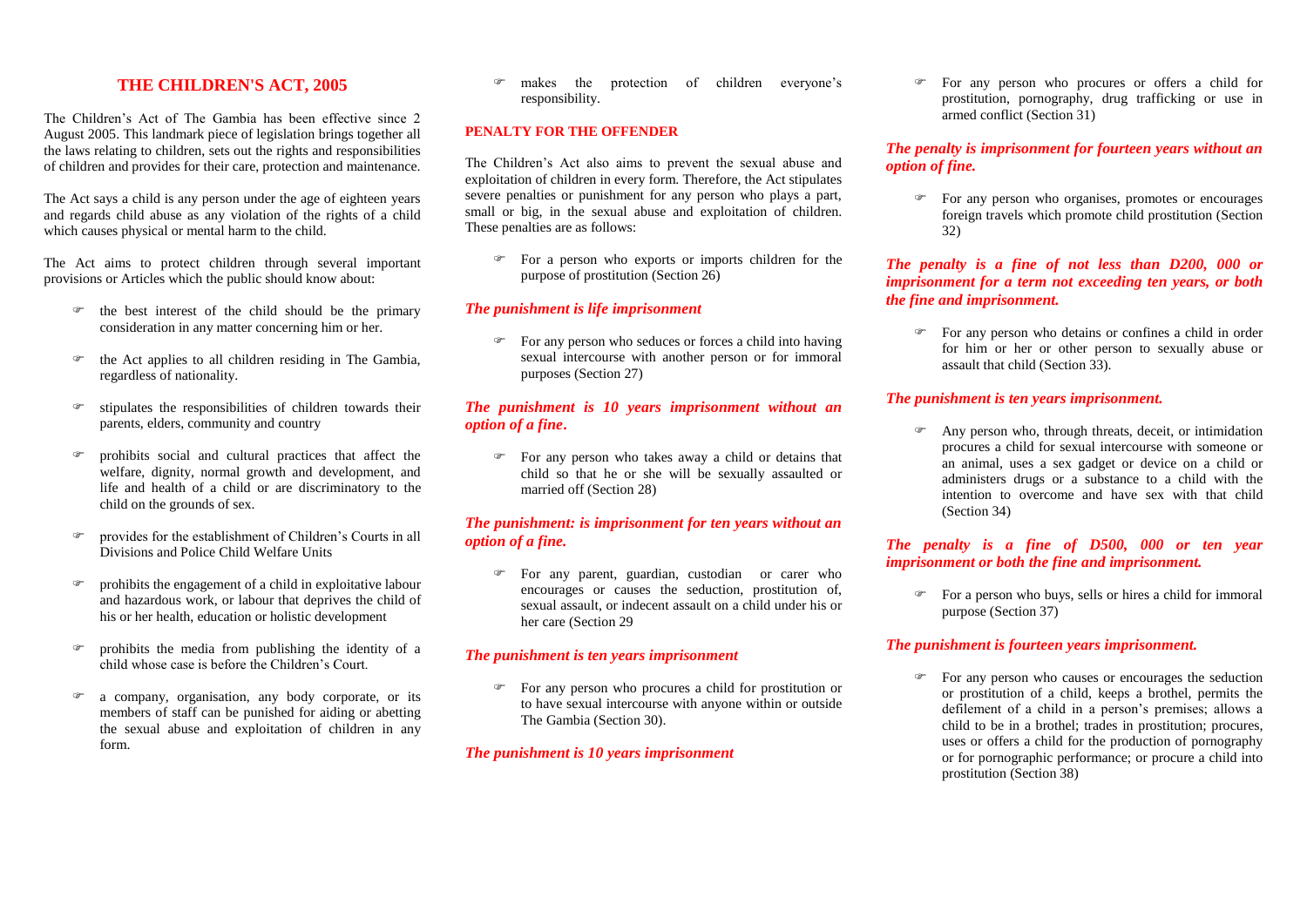# THE CHILDREN'S ACT, 2005

The Children's Act of The Gambia has been effective since 2 August 2005. This landmark piece of legislation brings together all the laws relating to children, sets out the rights and responsibilities of children and provides for their care, protection and maintenance.

The Act says a child is any person under the age of eighteen years and regards child abuse as any violation of the rights of a child which causes physical or mental harm to the child.

The Act aims to protect children through several important provisions or Articles which the public should know about:

- the best interest of the child should be the primary consideration in any matter concerning him or her.
- the Act applies to all children residing in The Gambia, regardless of nationality.
- stipulates the responsibilities of children towards their parents, elders, community and country
- prohibits social and cultural practices that affect the welfare, dignity, normal growth and development, and life and health of a child or are discriminatory to the child on the grounds of sex.
- provides for the establishment of Children's Courts in all Divisions and Police Child Welfare Units
- prohibits the engagement of a child in exploitative labour and hazardous work, or labour that deprives the child of his or her health, education or holistic development
- prohibits the media from publishing the identity of a child whose case is before the Children's Court.
- a company, organisation, any body corporate, or its members of staff can be punished for aiding or abetting the sexual abuse and exploitation of children in any form.
- makes the protection of children everyone's responsibility.

## PENALTY FOR THE OFFENDER

The Children's Act also aims to prevent the sexual abuse and exploitation of children in every form. Therefore, the Act stipulates severe penalties or punishment for any person who plays a part, small or big, in the sexual abuse and exploitation of children. These penalties are as follows:

- For a person who exports or imports children for the purpose of prostitution (Section 26)

***The punishment is life imprisonment***

- For any person who seduces or forces a child into having sexual intercourse with another person or for immoral purposes (Section 27)

***The punishment is 10 years imprisonment without an option of a fine.***

- For any person who takes away a child or detains that child so that he or she will be sexually assaulted or married off (Section 28)

***The punishment: is imprisonment for ten years without an option of a fine.***

- For any parent, guardian, custodian or carer who encourages or causes the seduction, prostitution of, sexual assault, or indecent assault on a child under his or her care (Section 29

***The punishment is ten years imprisonment***

- For any person who procures a child for prostitution or to have sexual intercourse with anyone within or outside The Gambia (Section 30).

***The punishment is 10 years imprisonment***

- For any person who procures or offers a child for prostitution, pornography, drug trafficking or use in armed conflict (Section 31)

***The penalty is imprisonment for fourteen years without an option of fine.***

- For any person who organises, promotes or encourages foreign travels which promote child prostitution (Section 32)

***The penalty is a fine of not less than D200, 000 or imprisonment for a term not exceeding ten years, or both the fine and imprisonment.***

- For any person who detains or confines a child in order for him or her or other person to sexually abuse or assault that child (Section 33).

***The punishment is ten years imprisonment.***

- Any person who, through threats, deceit, or intimidation procures a child for sexual intercourse with someone or an animal, uses a sex gadget or device on a child or administers drugs or a substance to a child with the intention to overcome and have sex with that child (Section 34)

***The penalty is a fine of D500, 000 or ten year imprisonment or both the fine and imprisonment.***

- For a person who buys, sells or hires a child for immoral purpose (Section 37)

***The punishment is fourteen years imprisonment.***

- For any person who causes or encourages the seduction or prostitution of a child, keeps a brothel, permits the defilement of a child in a person's premises; allows a child to be in a brothel; trades in prostitution; procures, uses or offers a child for the production of pornography or for pornographic performance; or procure a child into prostitution (Section 38)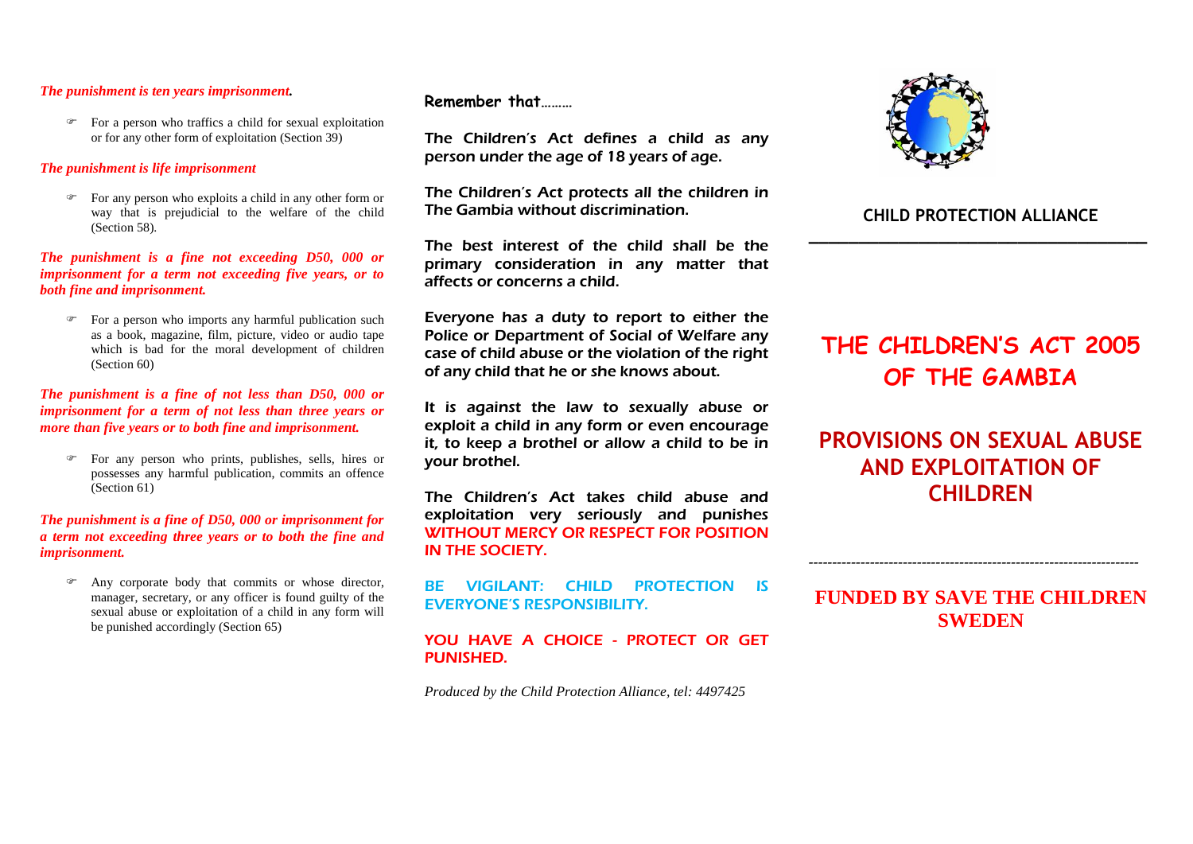*The punishment is ten years imprisonment.*

- For a person who traffics a child for sexual exploitation or for any other form of exploitation (Section 39)

*The punishment is life imprisonment*

- For any person who exploits a child in any other form or way that is prejudicial to the welfare of the child (Section 58).

***The punishment is a fine not exceeding D50, 000 or imprisonment for a term not exceeding five years, or to both fine and imprisonment.***

- For a person who imports any harmful publication such as a book, magazine, film, picture, video or audio tape which is bad for the moral development of children (Section 60)

***The punishment is a fine of not less than D50, 000 or imprisonment for a term of not less than three years or more than five years or to both fine and imprisonment.***

- For any person who prints, publishes, sells, hires or possesses any harmful publication, commits an offence (Section 61)

***The punishment is a fine of D50, 000 or imprisonment for a term not exceeding three years or to both the fine and imprisonment.***

- Any corporate body that commits or whose director, manager, secretary, or any officer is found guilty of the sexual abuse or exploitation of a child in any form will be punished accordingly (Section 65)

**Remember that………**

The Children's Act defines a child as any person under the age of 18 years of age.

The Children's Act protects all the children in The Gambia without discrimination.

The best interest of the child shall be the primary consideration in any matter that affects or concerns a child.

Everyone has a duty to report to either the Police or Department of Social of Welfare any case of child abuse or the violation of the right of any child that he or she knows about.

It is against the law to sexually abuse or exploit a child in any form or even encourage it, to keep a brothel or allow a child to be in your brothel.

The Children's Act takes child abuse and exploitation very seriously and punishes WITHOUT MERCY OR RESPECT FOR POSITION IN THE SOCIETY.

BE VIGILANT: CHILD PROTECTION IS EVERYONE'S RESPONSIBILITY.

YOU HAVE A CHOICE - PROTECT OR GET PUNISHED.

*Produced by the Child Protection Alliance, tel: 4497425*

**CHILD PROTECTION ALLIANCE**

# THE CHILDREN'S ACT 2005 OF THE GAMBIA

## PROVISIONS ON SEXUAL ABUSE AND EXPLOITATION OF CHILDREN

---

**FUNDED BY SAVE THE CHILDREN SWEDEN**